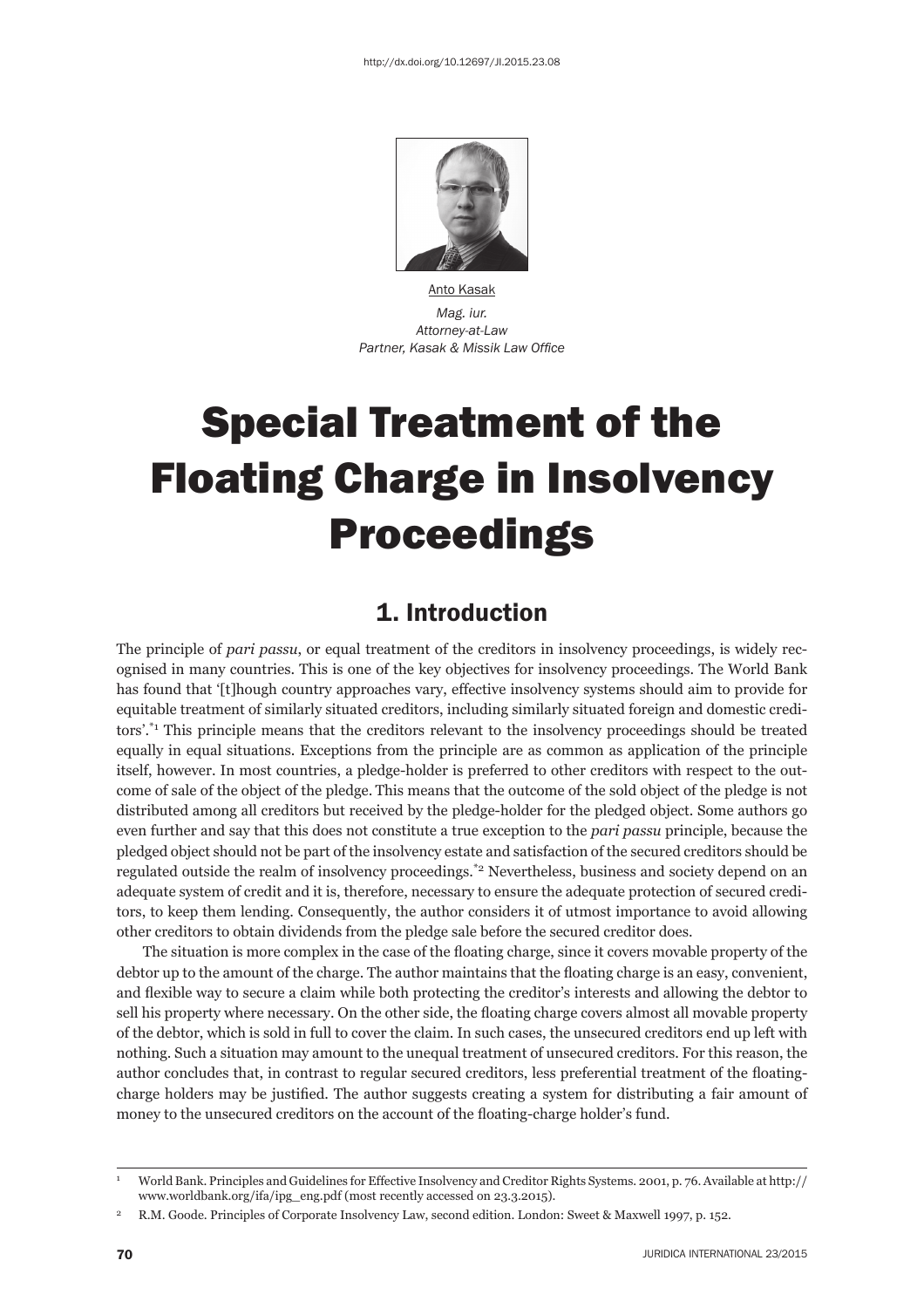http://dx.doi.org/10.12697/JI.2015.23.08

Anto Kasak

*Mag. iur.*
*Attorney-at-Law*
*Partner, Kasak & Missik Law Office*

# Special Treatment of the Floating Charge in Insolvency Proceedings

## 1. Introduction

The principle of *pari passu*, or equal treatment of the creditors in insolvency proceedings, is widely recognised in many countries. This is one of the key objectives for insolvency proceedings. The World Bank has found that '[t]hough country approaches vary, effective insolvency systems should aim to provide for equitable treatment of similarly situated creditors, including similarly situated foreign and domestic creditors'.[*1] This principle means that the creditors relevant to the insolvency proceedings should be treated equally in equal situations. Exceptions from the principle are as common as application of the principle itself, however. In most countries, a pledge-holder is preferred to other creditors with respect to the outcome of sale of the object of the pledge. This means that the outcome of the sold object of the pledge is not distributed among all creditors but received by the pledge-holder for the pledged object. Some authors go even further and say that this does not constitute a true exception to the *pari passu* principle, because the pledged object should not be part of the insolvency estate and satisfaction of the secured creditors should be regulated outside the realm of insolvency proceedings.[*2] Nevertheless, business and society depend on an adequate system of credit and it is, therefore, necessary to ensure the adequate protection of secured creditors, to keep them lending. Consequently, the author considers it of utmost importance to avoid allowing other creditors to obtain dividends from the pledge sale before the secured creditor does.

The situation is more complex in the case of the floating charge, since it covers movable property of the debtor up to the amount of the charge. The author maintains that the floating charge is an easy, convenient, and flexible way to secure a claim while both protecting the creditor's interests and allowing the debtor to sell his property where necessary. On the other side, the floating charge covers almost all movable property of the debtor, which is sold in full to cover the claim. In such cases, the unsecured creditors end up left with nothing. Such a situation may amount to the unequal treatment of unsecured creditors. For this reason, the author concludes that, in contrast to regular secured creditors, less preferential treatment of the floating-charge holders may be justified. The author suggests creating a system for distributing a fair amount of money to the unsecured creditors on the account of the floating-charge holder's fund.

---

[1] World Bank. Principles and Guidelines for Effective Insolvency and Creditor Rights Systems. 2001, p. 76. Available at http://www.worldbank.org/ifa/ipg_eng.pdf (most recently accessed on 23.3.2015).

[2] R.M. Goode. Principles of Corporate Insolvency Law, second edition. London: Sweet & Maxwell 1997, p. 152.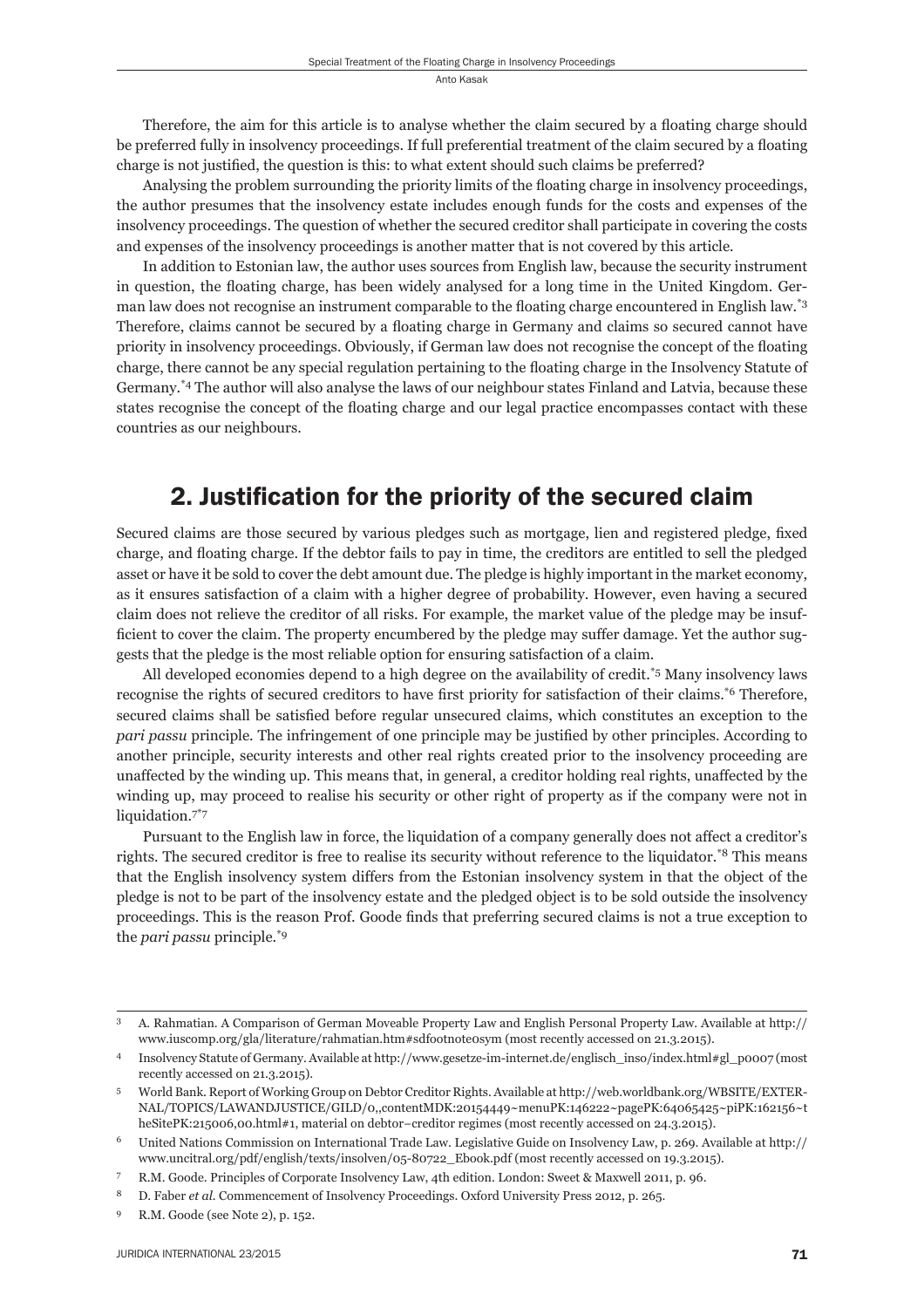Therefore, the aim for this article is to analyse whether the claim secured by a floating charge should be preferred fully in insolvency proceedings. If full preferential treatment of the claim secured by a floating charge is not justified, the question is this: to what extent should such claims be preferred?

Analysing the problem surrounding the priority limits of the floating charge in insolvency proceedings, the author presumes that the insolvency estate includes enough funds for the costs and expenses of the insolvency proceedings. The question of whether the secured creditor shall participate in covering the costs and expenses of the insolvency proceedings is another matter that is not covered by this article.

In addition to Estonian law, the author uses sources from English law, because the security instrument in question, the floating charge, has been widely analysed for a long time in the United Kingdom. German law does not recognise an instrument comparable to the floating charge encountered in English law.[3] Therefore, claims cannot be secured by a floating charge in Germany and claims so secured cannot have priority in insolvency proceedings. Obviously, if German law does not recognise the concept of the floating charge, there cannot be any special regulation pertaining to the floating charge in the Insolvency Statute of Germany.[4] The author will also analyse the laws of our neighbour states Finland and Latvia, because these states recognise the concept of the floating charge and our legal practice encompasses contact with these countries as our neighbours.

## 2. Justification for the priority of the secured claim

Secured claims are those secured by various pledges such as mortgage, lien and registered pledge, fixed charge, and floating charge. If the debtor fails to pay in time, the creditors are entitled to sell the pledged asset or have it be sold to cover the debt amount due. The pledge is highly important in the market economy, as it ensures satisfaction of a claim with a higher degree of probability. However, even having a secured claim does not relieve the creditor of all risks. For example, the market value of the pledge may be insufficient to cover the claim. The property encumbered by the pledge may suffer damage. Yet the author suggests that the pledge is the most reliable option for ensuring satisfaction of a claim.

All developed economies depend to a high degree on the availability of credit.[5] Many insolvency laws recognise the rights of secured creditors to have first priority for satisfaction of their claims.[6] Therefore, secured claims shall be satisfied before regular unsecured claims, which constitutes an exception to the *pari passu* principle. The infringement of one principle may be justified by other principles. According to another principle, security interests and other real rights created prior to the insolvency proceeding are unaffected by the winding up. This means that, in general, a creditor holding real rights, unaffected by the winding up, may proceed to realise his security or other right of property as if the company were not in liquidation.[7]

Pursuant to the English law in force, the liquidation of a company generally does not affect a creditor's rights. The secured creditor is free to realise its security without reference to the liquidator.[8] This means that the English insolvency system differs from the Estonian insolvency system in that the object of the pledge is not to be part of the insolvency estate and the pledged object is to be sold outside the insolvency proceedings. This is the reason Prof. Goode finds that preferring secured claims is not a true exception to the *pari passu* principle.[9]

---

3 A. Rahmatian. A Comparison of German Moveable Property Law and English Personal Property Law. Available at http://www.iuscomp.org/gla/literature/rahmatian.htm#sdfootnote0sym (most recently accessed on 21.3.2015).

4 Insolvency Statute of Germany. Available at http://www.gesetze-im-internet.de/englisch_inso/index.html#gl_p0007 (most recently accessed on 21.3.2015).

5 World Bank. Report of Working Group on Debtor Creditor Rights. Available at http://web.worldbank.org/WBSITE/EXTERNAL/TOPICS/LAWANDJUSTICE/GILD/0,,contentMDK:20154449~menuPK:146222~pagePK:64065425~piPK:162156~theSitePK:215006,00.html#1, material on debtor–creditor regimes (most recently accessed on 24.3.2015).

6 United Nations Commission on International Trade Law. Legislative Guide on Insolvency Law, p. 269. Available at http://www.uncitral.org/pdf/english/texts/insolven/05-80722_Ebook.pdf (most recently accessed on 19.3.2015).

7 R.M. Goode. Principles of Corporate Insolvency Law, 4th edition. London: Sweet & Maxwell 2011, p. 96.

8 D. Faber *et al*. Commencement of Insolvency Proceedings. Oxford University Press 2012, p. 265.

9 R.M. Goode (see Note 2), p. 152.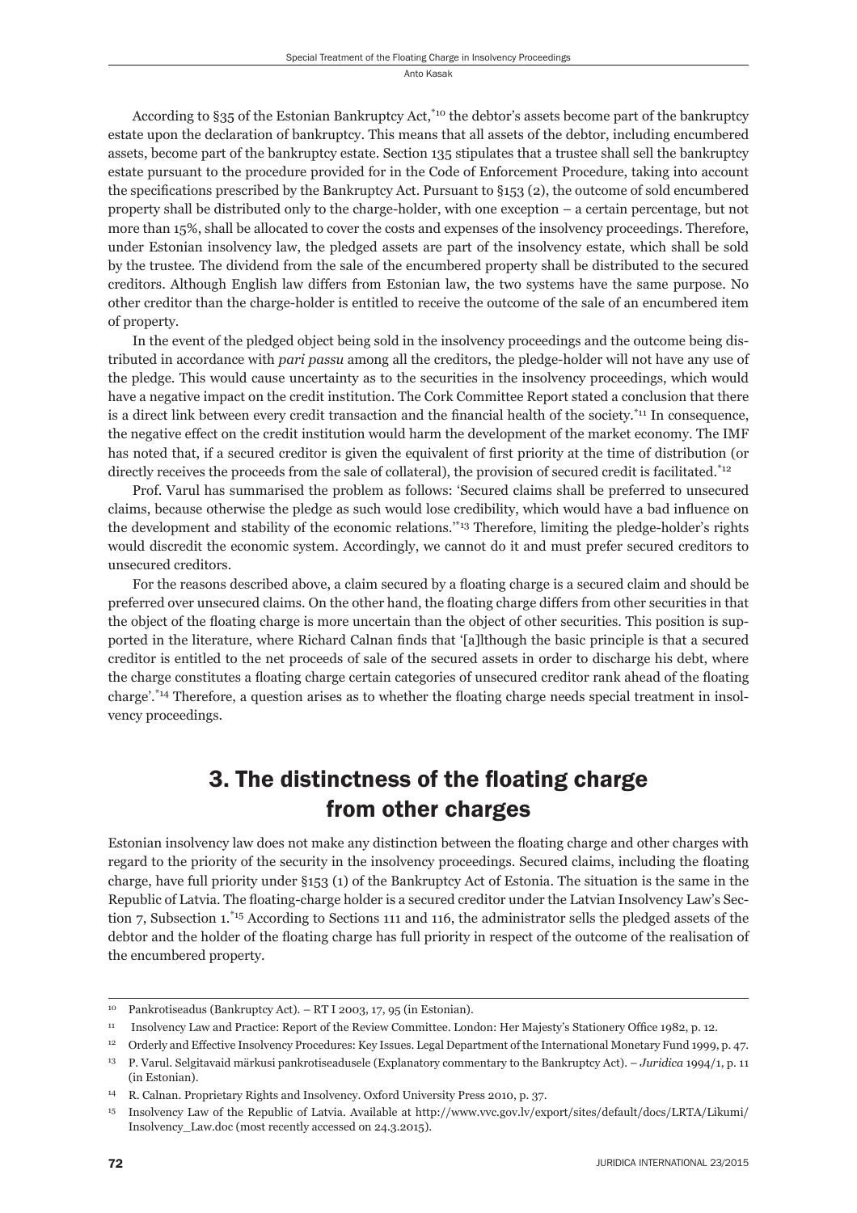According to §35 of the Estonian Bankruptcy Act,[10] the debtor's assets become part of the bankruptcy estate upon the declaration of bankruptcy. This means that all assets of the debtor, including encumbered assets, become part of the bankruptcy estate. Section 135 stipulates that a trustee shall sell the bankruptcy estate pursuant to the procedure provided for in the Code of Enforcement Procedure, taking into account the specifications prescribed by the Bankruptcy Act. Pursuant to §153 (2), the outcome of sold encumbered property shall be distributed only to the charge-holder, with one exception – a certain percentage, but not more than 15%, shall be allocated to cover the costs and expenses of the insolvency proceedings. Therefore, under Estonian insolvency law, the pledged assets are part of the insolvency estate, which shall be sold by the trustee. The dividend from the sale of the encumbered property shall be distributed to the secured creditors. Although English law differs from Estonian law, the two systems have the same purpose. No other creditor than the charge-holder is entitled to receive the outcome of the sale of an encumbered item of property.

In the event of the pledged object being sold in the insolvency proceedings and the outcome being distributed in accordance with *pari passu* among all the creditors, the pledge-holder will not have any use of the pledge. This would cause uncertainty as to the securities in the insolvency proceedings, which would have a negative impact on the credit institution. The Cork Committee Report stated a conclusion that there is a direct link between every credit transaction and the financial health of the society.[11] In consequence, the negative effect on the credit institution would harm the development of the market economy. The IMF has noted that, if a secured creditor is given the equivalent of first priority at the time of distribution (or directly receives the proceeds from the sale of collateral), the provision of secured credit is facilitated.[12]

Prof. Varul has summarised the problem as follows: 'Secured claims shall be preferred to unsecured claims, because otherwise the pledge as such would lose credibility, which would have a bad influence on the development and stability of the economic relations.'[13] Therefore, limiting the pledge-holder's rights would discredit the economic system. Accordingly, we cannot do it and must prefer secured creditors to unsecured creditors.

For the reasons described above, a claim secured by a floating charge is a secured claim and should be preferred over unsecured claims. On the other hand, the floating charge differs from other securities in that the object of the floating charge is more uncertain than the object of other securities. This position is supported in the literature, where Richard Calnan finds that '[a]lthough the basic principle is that a secured creditor is entitled to the net proceeds of sale of the secured assets in order to discharge his debt, where the charge constitutes a floating charge certain categories of unsecured creditor rank ahead of the floating charge'.[14] Therefore, a question arises as to whether the floating charge needs special treatment in insolvency proceedings.

## 3. The distinctness of the floating charge from other charges

Estonian insolvency law does not make any distinction between the floating charge and other charges with regard to the priority of the security in the insolvency proceedings. Secured claims, including the floating charge, have full priority under §153 (1) of the Bankruptcy Act of Estonia. The situation is the same in the Republic of Latvia. The floating-charge holder is a secured creditor under the Latvian Insolvency Law's Section 7, Subsection 1.[15] According to Sections 111 and 116, the administrator sells the pledged assets of the debtor and the holder of the floating charge has full priority in respect of the outcome of the realisation of the encumbered property.

---

[10] Pankrotiseadus (Bankruptcy Act). – RT I 2003, 17, 95 (in Estonian).

[11] Insolvency Law and Practice: Report of the Review Committee. London: Her Majesty's Stationery Office 1982, p. 12.

[12] Orderly and Effective Insolvency Procedures: Key Issues. Legal Department of the International Monetary Fund 1999, p. 47.

[13] P. Varul. Selgitavaid märkusi pankrotiseadusele (Explanatory commentary to the Bankruptcy Act). – *Juridica* 1994/1, p. 11 (in Estonian).

[14] R. Calnan. Proprietary Rights and Insolvency. Oxford University Press 2010, p. 37.

[15] Insolvency Law of the Republic of Latvia. Available at http://www.vvc.gov.lv/export/sites/default/docs/LRTA/Likumi/Insolvency_Law.doc (most recently accessed on 24.3.2015).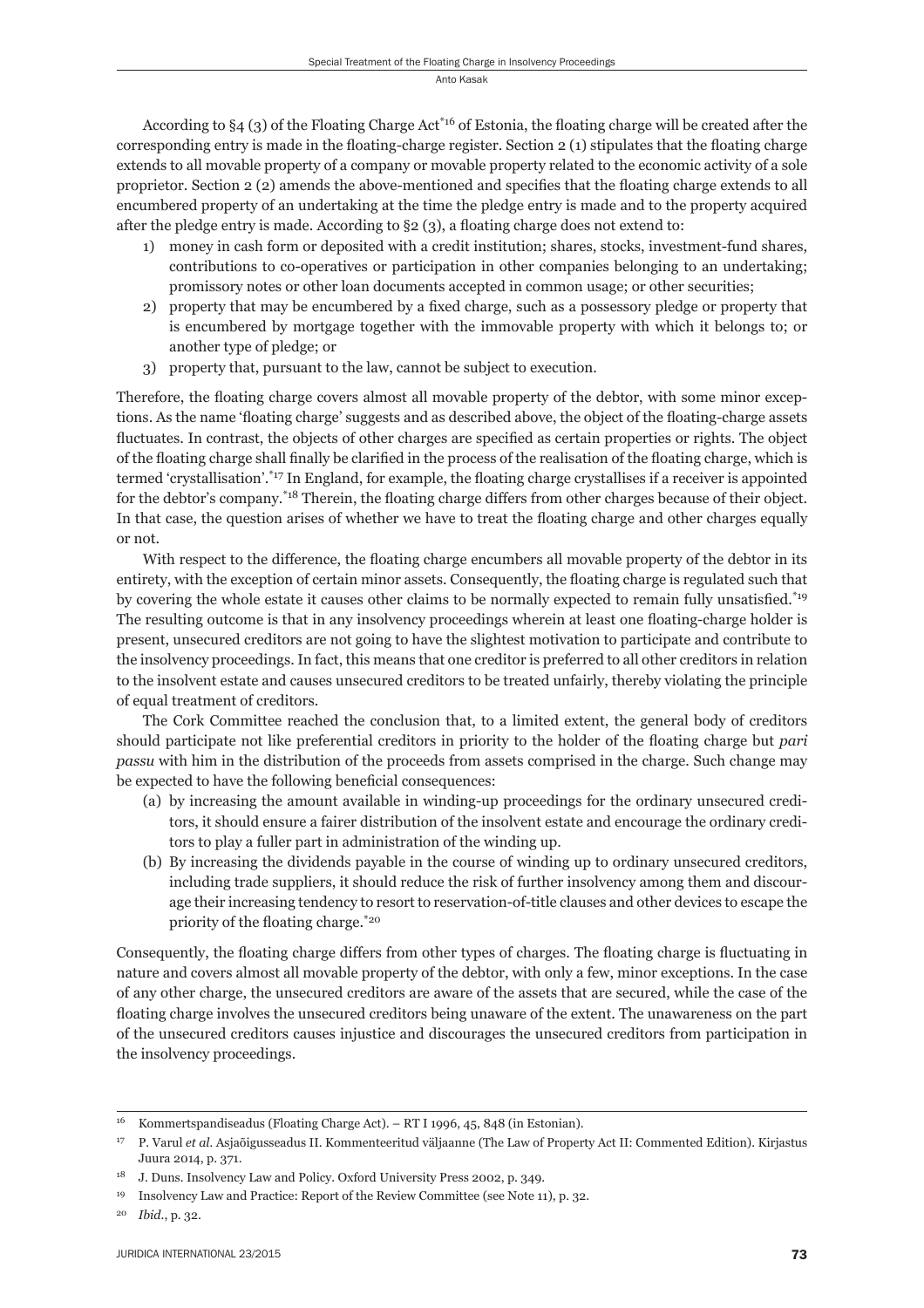According to §4 (3) of the Floating Charge Act[*16] of Estonia, the floating charge will be created after the corresponding entry is made in the floating-charge register. Section 2 (1) stipulates that the floating charge extends to all movable property of a company or movable property related to the economic activity of a sole proprietor. Section 2 (2) amends the above-mentioned and specifies that the floating charge extends to all encumbered property of an undertaking at the time the pledge entry is made and to the property acquired after the pledge entry is made. According to §2 (3), a floating charge does not extend to:

1) money in cash form or deposited with a credit institution; shares, stocks, investment-fund shares, contributions to co-operatives or participation in other companies belonging to an undertaking; promissory notes or other loan documents accepted in common usage; or other securities;
2) property that may be encumbered by a fixed charge, such as a possessory pledge or property that is encumbered by mortgage together with the immovable property with which it belongs to; or another type of pledge; or
3) property that, pursuant to the law, cannot be subject to execution.

Therefore, the floating charge covers almost all movable property of the debtor, with some minor exceptions. As the name 'floating charge' suggests and as described above, the object of the floating-charge assets fluctuates. In contrast, the objects of other charges are specified as certain properties or rights. The object of the floating charge shall finally be clarified in the process of the realisation of the floating charge, which is termed 'crystallisation'.[*17] In England, for example, the floating charge crystallises if a receiver is appointed for the debtor's company.[*18] Therein, the floating charge differs from other charges because of their object. In that case, the question arises of whether we have to treat the floating charge and other charges equally or not.

With respect to the difference, the floating charge encumbers all movable property of the debtor in its entirety, with the exception of certain minor assets. Consequently, the floating charge is regulated such that by covering the whole estate it causes other claims to be normally expected to remain fully unsatisfied.[*19] The resulting outcome is that in any insolvency proceedings wherein at least one floating-charge holder is present, unsecured creditors are not going to have the slightest motivation to participate and contribute to the insolvency proceedings. In fact, this means that one creditor is preferred to all other creditors in relation to the insolvent estate and causes unsecured creditors to be treated unfairly, thereby violating the principle of equal treatment of creditors.

The Cork Committee reached the conclusion that, to a limited extent, the general body of creditors should participate not like preferential creditors in priority to the holder of the floating charge but *pari passu* with him in the distribution of the proceeds from assets comprised in the charge. Such change may be expected to have the following beneficial consequences:

(a) by increasing the amount available in winding-up proceedings for the ordinary unsecured creditors, it should ensure a fairer distribution of the insolvent estate and encourage the ordinary creditors to play a fuller part in administration of the winding up.
(b) By increasing the dividends payable in the course of winding up to ordinary unsecured creditors, including trade suppliers, it should reduce the risk of further insolvency among them and discourage their increasing tendency to resort to reservation-of-title clauses and other devices to escape the priority of the floating charge.[*20]

Consequently, the floating charge differs from other types of charges. The floating charge is fluctuating in nature and covers almost all movable property of the debtor, with only a few, minor exceptions. In the case of any other charge, the unsecured creditors are aware of the assets that are secured, while the case of the floating charge involves the unsecured creditors being unaware of the extent. The unawareness on the part of the unsecured creditors causes injustice and discourages the unsecured creditors from participation in the insolvency proceedings.

---

[16] Kommertspandiseadus (Floating Charge Act). – RT I 1996, 45, 848 (in Estonian).

[17] P. Varul *et al*. Asjaõigusseadus II. Kommenteeritud väljaanne (The Law of Property Act II: Commented Edition). Kirjastus Juura 2014, p. 371.

[18] J. Duns. Insolvency Law and Policy. Oxford University Press 2002, p. 349.

[19] Insolvency Law and Practice: Report of the Review Committee (see Note 11), p. 32.

[20] *Ibid*., p. 32.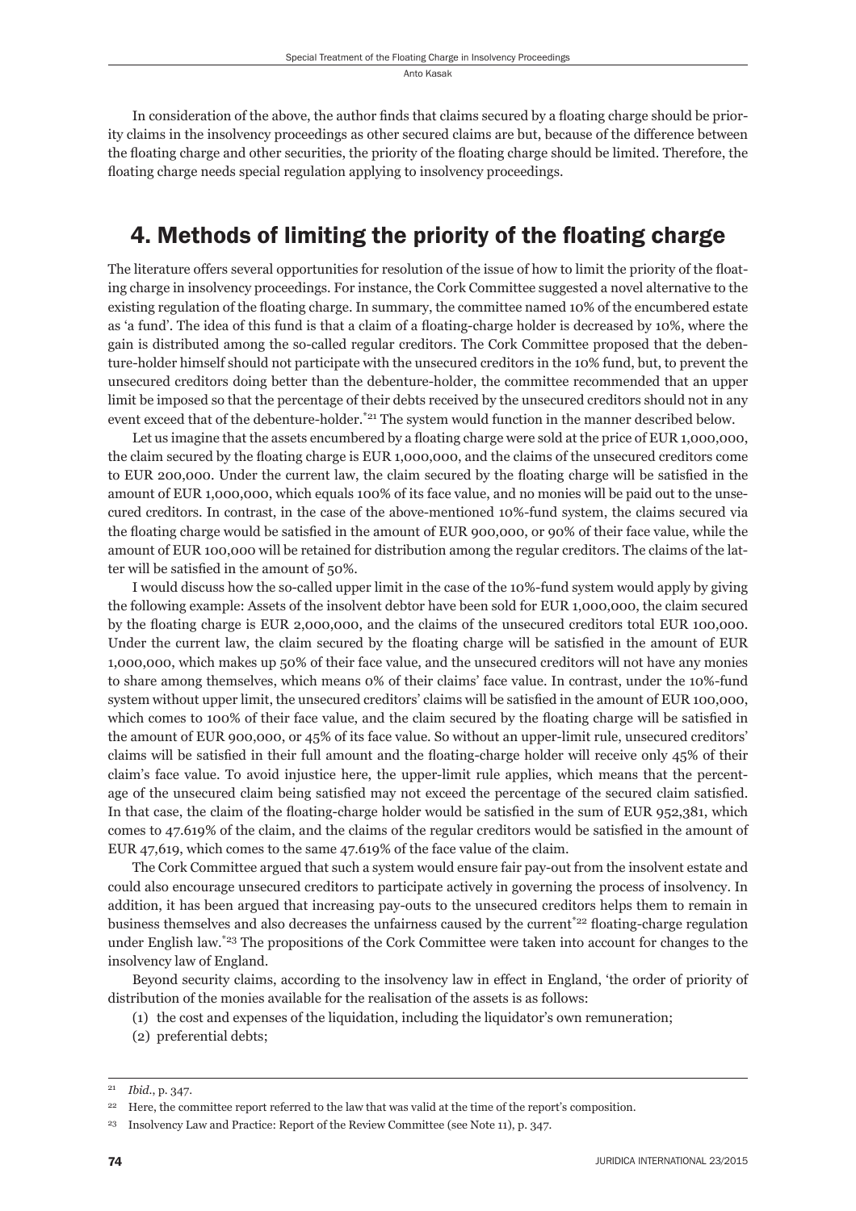In consideration of the above, the author finds that claims secured by a floating charge should be priority claims in the insolvency proceedings as other secured claims are but, because of the difference between the floating charge and other securities, the priority of the floating charge should be limited. Therefore, the floating charge needs special regulation applying to insolvency proceedings.

## 4. Methods of limiting the priority of the floating charge

The literature offers several opportunities for resolution of the issue of how to limit the priority of the floating charge in insolvency proceedings. For instance, the Cork Committee suggested a novel alternative to the existing regulation of the floating charge. In summary, the committee named 10% of the encumbered estate as 'a fund'. The idea of this fund is that a claim of a floating-charge holder is decreased by 10%, where the gain is distributed among the so-called regular creditors. The Cork Committee proposed that the debenture-holder himself should not participate with the unsecured creditors in the 10% fund, but, to prevent the unsecured creditors doing better than the debenture-holder, the committee recommended that an upper limit be imposed so that the percentage of their debts received by the unsecured creditors should not in any event exceed that of the debenture-holder.[*21] The system would function in the manner described below.

Let us imagine that the assets encumbered by a floating charge were sold at the price of EUR 1,000,000, the claim secured by the floating charge is EUR 1,000,000, and the claims of the unsecured creditors come to EUR 200,000. Under the current law, the claim secured by the floating charge will be satisfied in the amount of EUR 1,000,000, which equals 100% of its face value, and no monies will be paid out to the unsecured creditors. In contrast, in the case of the above-mentioned 10%-fund system, the claims secured via the floating charge would be satisfied in the amount of EUR 900,000, or 90% of their face value, while the amount of EUR 100,000 will be retained for distribution among the regular creditors. The claims of the latter will be satisfied in the amount of 50%.

I would discuss how the so-called upper limit in the case of the 10%-fund system would apply by giving the following example: Assets of the insolvent debtor have been sold for EUR 1,000,000, the claim secured by the floating charge is EUR 2,000,000, and the claims of the unsecured creditors total EUR 100,000. Under the current law, the claim secured by the floating charge will be satisfied in the amount of EUR 1,000,000, which makes up 50% of their face value, and the unsecured creditors will not have any monies to share among themselves, which means 0% of their claims' face value. In contrast, under the 10%-fund system without upper limit, the unsecured creditors' claims will be satisfied in the amount of EUR 100,000, which comes to 100% of their face value, and the claim secured by the floating charge will be satisfied in the amount of EUR 900,000, or 45% of its face value. So without an upper-limit rule, unsecured creditors' claims will be satisfied in their full amount and the floating-charge holder will receive only 45% of their claim's face value. To avoid injustice here, the upper-limit rule applies, which means that the percentage of the unsecured claim being satisfied may not exceed the percentage of the secured claim satisfied. In that case, the claim of the floating-charge holder would be satisfied in the sum of EUR 952,381, which comes to 47.619% of the claim, and the claims of the regular creditors would be satisfied in the amount of EUR 47,619, which comes to the same 47.619% of the face value of the claim.

The Cork Committee argued that such a system would ensure fair pay-out from the insolvent estate and could also encourage unsecured creditors to participate actively in governing the process of insolvency. In addition, it has been argued that increasing pay-outs to the unsecured creditors helps them to remain in business themselves and also decreases the unfairness caused by the current[*22] floating-charge regulation under English law.[*23] The propositions of the Cork Committee were taken into account for changes to the insolvency law of England.

Beyond security claims, according to the insolvency law in effect in England, 'the order of priority of distribution of the monies available for the realisation of the assets is as follows:

(1) the cost and expenses of the liquidation, including the liquidator's own remuneration;

(2) preferential debts;

---

[21] *Ibid*., p. 347.

[22] Here, the committee report referred to the law that was valid at the time of the report's composition.

[23] Insolvency Law and Practice: Report of the Review Committee (see Note 11), p. 347.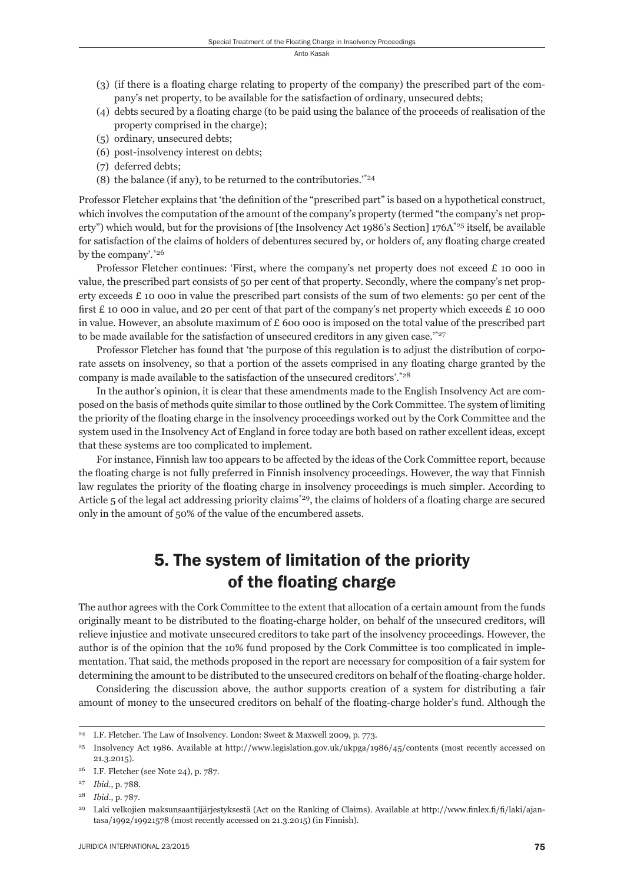(3) (if there is a floating charge relating to property of the company) the prescribed part of the company's net property, to be available for the satisfaction of ordinary, unsecured debts;
(4) debts secured by a floating charge (to be paid using the balance of the proceeds of realisation of the property comprised in the charge);
(5) ordinary, unsecured debts;
(6) post-insolvency interest on debts;
(7) deferred debts;
(8) the balance (if any), to be returned to the contributories.'[*24]

Professor Fletcher explains that 'the definition of the "prescribed part" is based on a hypothetical construct, which involves the computation of the amount of the company's property (termed "the company's net property") which would, but for the provisions of [the Insolvency Act 1986's Section] 176A[*25] itself, be available for satisfaction of the claims of holders of debentures secured by, or holders of, any floating charge created by the company'.[*26]

Professor Fletcher continues: 'First, where the company's net property does not exceed £ 10 000 in value, the prescribed part consists of 50 per cent of that property. Secondly, where the company's net property exceeds £ 10 000 in value the prescribed part consists of the sum of two elements: 50 per cent of the first £ 10 000 in value, and 20 per cent of that part of the company's net property which exceeds £ 10 000 in value. However, an absolute maximum of £ 600 000 is imposed on the total value of the prescribed part to be made available for the satisfaction of unsecured creditors in any given case.'[*27]

Professor Fletcher has found that 'the purpose of this regulation is to adjust the distribution of corporate assets on insolvency, so that a portion of the assets comprised in any floating charge granted by the company is made available to the satisfaction of the unsecured creditors'.[*28]

In the author's opinion, it is clear that these amendments made to the English Insolvency Act are composed on the basis of methods quite similar to those outlined by the Cork Committee. The system of limiting the priority of the floating charge in the insolvency proceedings worked out by the Cork Committee and the system used in the Insolvency Act of England in force today are both based on rather excellent ideas, except that these systems are too complicated to implement.

For instance, Finnish law too appears to be affected by the ideas of the Cork Committee report, because the floating charge is not fully preferred in Finnish insolvency proceedings. However, the way that Finnish law regulates the priority of the floating charge in insolvency proceedings is much simpler. According to Article 5 of the legal act addressing priority claims[*29], the claims of holders of a floating charge are secured only in the amount of 50% of the value of the encumbered assets.

## 5. The system of limitation of the priority of the floating charge

The author agrees with the Cork Committee to the extent that allocation of a certain amount from the funds originally meant to be distributed to the floating-charge holder, on behalf of the unsecured creditors, will relieve injustice and motivate unsecured creditors to take part of the insolvency proceedings. However, the author is of the opinion that the 10% fund proposed by the Cork Committee is too complicated in implementation. That said, the methods proposed in the report are necessary for composition of a fair system for determining the amount to be distributed to the unsecured creditors on behalf of the floating-charge holder.

Considering the discussion above, the author supports creation of a system for distributing a fair amount of money to the unsecured creditors on behalf of the floating-charge holder's fund. Although the

---

[24] I.F. Fletcher. The Law of Insolvency. London: Sweet & Maxwell 2009, p. 773.

[25] Insolvency Act 1986. Available at http://www.legislation.gov.uk/ukpga/1986/45/contents (most recently accessed on 21.3.2015).

[26] I.F. Fletcher (see Note 24), p. 787.

[27] *Ibid.*, p. 788.

[28] *Ibid.*, p. 787.

[29] Laki velkojien maksunsaantijärjestyksestä (Act on the Ranking of Claims). Available at http://www.finlex.fi/fi/laki/ajantasa/1992/19921578 (most recently accessed on 21.3.2015) (in Finnish).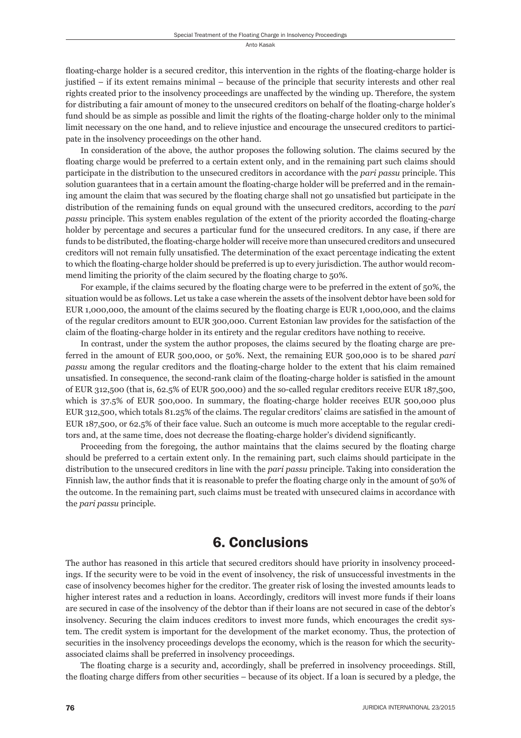floating-charge holder is a secured creditor, this intervention in the rights of the floating-charge holder is justified – if its extent remains minimal – because of the principle that security interests and other real rights created prior to the insolvency proceedings are unaffected by the winding up. Therefore, the system for distributing a fair amount of money to the unsecured creditors on behalf of the floating-charge holder's fund should be as simple as possible and limit the rights of the floating-charge holder only to the minimal limit necessary on the one hand, and to relieve injustice and encourage the unsecured creditors to participate in the insolvency proceedings on the other hand.

In consideration of the above, the author proposes the following solution. The claims secured by the floating charge would be preferred to a certain extent only, and in the remaining part such claims should participate in the distribution to the unsecured creditors in accordance with the *pari passu* principle. This solution guarantees that in a certain amount the floating-charge holder will be preferred and in the remaining amount the claim that was secured by the floating charge shall not go unsatisfied but participate in the distribution of the remaining funds on equal ground with the unsecured creditors, according to the *pari passu* principle. This system enables regulation of the extent of the priority accorded the floating-charge holder by percentage and secures a particular fund for the unsecured creditors. In any case, if there are funds to be distributed, the floating-charge holder will receive more than unsecured creditors and unsecured creditors will not remain fully unsatisfied. The determination of the exact percentage indicating the extent to which the floating-charge holder should be preferred is up to every jurisdiction. The author would recommend limiting the priority of the claim secured by the floating charge to 50%.

For example, if the claims secured by the floating charge were to be preferred in the extent of 50%, the situation would be as follows. Let us take a case wherein the assets of the insolvent debtor have been sold for EUR 1,000,000, the amount of the claims secured by the floating charge is EUR 1,000,000, and the claims of the regular creditors amount to EUR 300,000. Current Estonian law provides for the satisfaction of the claim of the floating-charge holder in its entirety and the regular creditors have nothing to receive.

In contrast, under the system the author proposes, the claims secured by the floating charge are preferred in the amount of EUR 500,000, or 50%. Next, the remaining EUR 500,000 is to be shared *pari passu* among the regular creditors and the floating-charge holder to the extent that his claim remained unsatisfied. In consequence, the second-rank claim of the floating-charge holder is satisfied in the amount of EUR 312,500 (that is, 62.5% of EUR 500,000) and the so-called regular creditors receive EUR 187,500, which is 37.5% of EUR 500,000. In summary, the floating-charge holder receives EUR 500,000 plus EUR 312,500, which totals 81.25% of the claims. The regular creditors' claims are satisfied in the amount of EUR 187,500, or 62.5% of their face value. Such an outcome is much more acceptable to the regular creditors and, at the same time, does not decrease the floating-charge holder's dividend significantly.

Proceeding from the foregoing, the author maintains that the claims secured by the floating charge should be preferred to a certain extent only. In the remaining part, such claims should participate in the distribution to the unsecured creditors in line with the *pari passu* principle. Taking into consideration the Finnish law, the author finds that it is reasonable to prefer the floating charge only in the amount of 50% of the outcome. In the remaining part, such claims must be treated with unsecured claims in accordance with the *pari passu* principle.

## 6. Conclusions

The author has reasoned in this article that secured creditors should have priority in insolvency proceedings. If the security were to be void in the event of insolvency, the risk of unsuccessful investments in the case of insolvency becomes higher for the creditor. The greater risk of losing the invested amounts leads to higher interest rates and a reduction in loans. Accordingly, creditors will invest more funds if their loans are secured in case of the insolvency of the debtor than if their loans are not secured in case of the debtor's insolvency. Securing the claim induces creditors to invest more funds, which encourages the credit system. The credit system is important for the development of the market economy. Thus, the protection of securities in the insolvency proceedings develops the economy, which is the reason for which the security-associated claims shall be preferred in insolvency proceedings.

The floating charge is a security and, accordingly, shall be preferred in insolvency proceedings. Still, the floating charge differs from other securities – because of its object. If a loan is secured by a pledge, the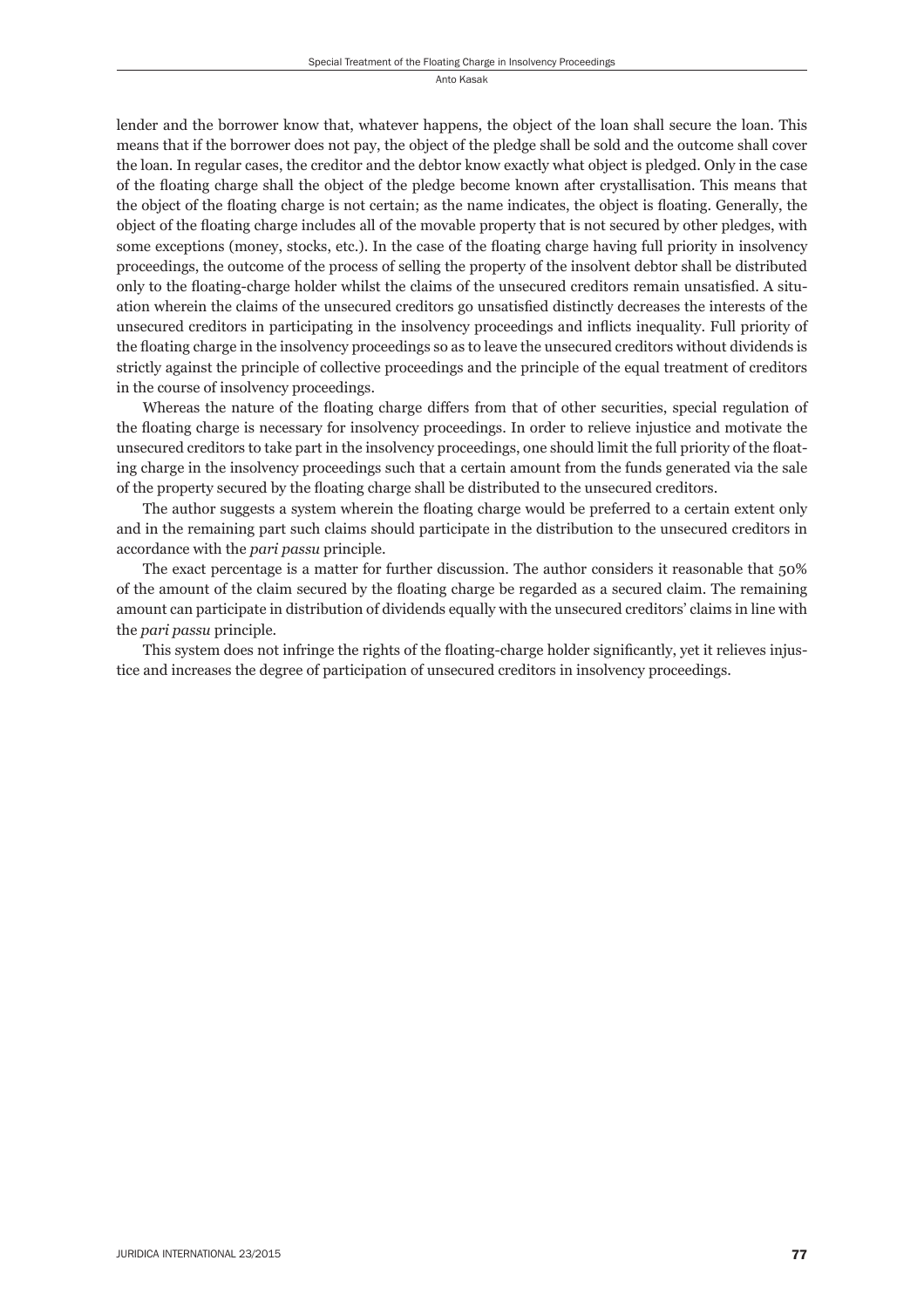lender and the borrower know that, whatever happens, the object of the loan shall secure the loan. This means that if the borrower does not pay, the object of the pledge shall be sold and the outcome shall cover the loan. In regular cases, the creditor and the debtor know exactly what object is pledged. Only in the case of the floating charge shall the object of the pledge become known after crystallisation. This means that the object of the floating charge is not certain; as the name indicates, the object is floating. Generally, the object of the floating charge includes all of the movable property that is not secured by other pledges, with some exceptions (money, stocks, etc.). In the case of the floating charge having full priority in insolvency proceedings, the outcome of the process of selling the property of the insolvent debtor shall be distributed only to the floating-charge holder whilst the claims of the unsecured creditors remain unsatisfied. A situation wherein the claims of the unsecured creditors go unsatisfied distinctly decreases the interests of the unsecured creditors in participating in the insolvency proceedings and inflicts inequality. Full priority of the floating charge in the insolvency proceedings so as to leave the unsecured creditors without dividends is strictly against the principle of collective proceedings and the principle of the equal treatment of creditors in the course of insolvency proceedings.

Whereas the nature of the floating charge differs from that of other securities, special regulation of the floating charge is necessary for insolvency proceedings. In order to relieve injustice and motivate the unsecured creditors to take part in the insolvency proceedings, one should limit the full priority of the floating charge in the insolvency proceedings such that a certain amount from the funds generated via the sale of the property secured by the floating charge shall be distributed to the unsecured creditors.

The author suggests a system wherein the floating charge would be preferred to a certain extent only and in the remaining part such claims should participate in the distribution to the unsecured creditors in accordance with the *pari passu* principle.

The exact percentage is a matter for further discussion. The author considers it reasonable that 50% of the amount of the claim secured by the floating charge be regarded as a secured claim. The remaining amount can participate in distribution of dividends equally with the unsecured creditors' claims in line with the *pari passu* principle.

This system does not infringe the rights of the floating-charge holder significantly, yet it relieves injustice and increases the degree of participation of unsecured creditors in insolvency proceedings.